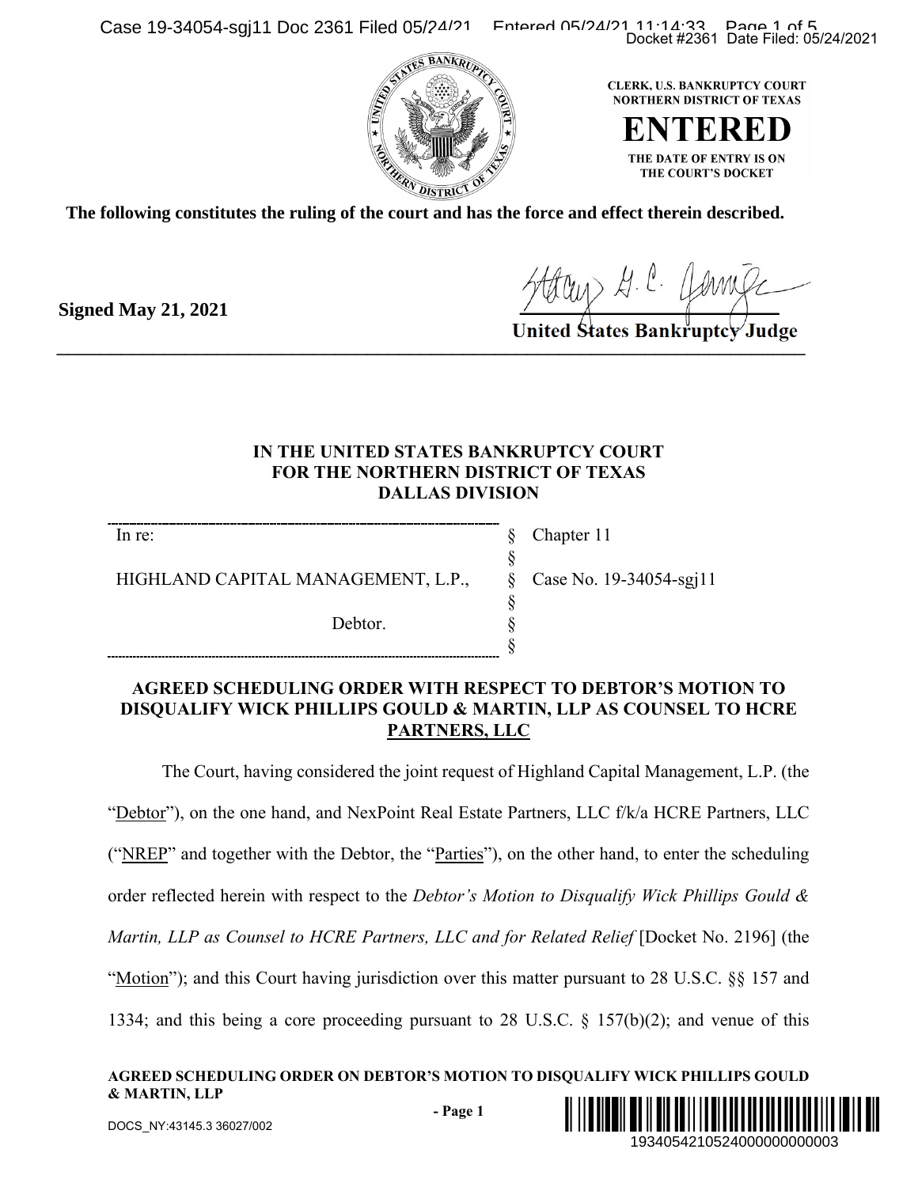CLERK, U.S. BANKRUPTCY COURT
NORTHERN DISTRICT OF TEXAS

**ENTERED**

THE DATE OF ENTRY IS ON
THE COURT'S DOCKET

**The following constitutes the ruling of the court and has the force and effect therein described.**

**Signed May 21, 2021**

**United States Bankruptcy Judge**

---

**IN THE UNITED STATES BANKRUPTCY COURT**
**FOR THE NORTHERN DISTRICT OF TEXAS**
**DALLAS DIVISION**

| | | |
|---|---|---|
| In re: | § | Chapter 11 |
| | § | |
| HIGHLAND CAPITAL MANAGEMENT, L.P., | § | Case No. 19-34054-sgj11 |
| | § | |
| Debtor. | § | |
| | § | |

**AGREED SCHEDULING ORDER WITH RESPECT TO DEBTOR'S MOTION TO DISQUALIFY WICK PHILLIPS GOULD & MARTIN, LLP AS COUNSEL TO HCRE PARTNERS, LLC**

The Court, having considered the joint request of Highland Capital Management, L.P. (the "Debtor"), on the one hand, and NexPoint Real Estate Partners, LLC f/k/a HCRE Partners, LLC ("NREP" and together with the Debtor, the "Parties"), on the other hand, to enter the scheduling order reflected herein with respect to the *Debtor's Motion to Disqualify Wick Phillips Gould & Martin, LLP as Counsel to HCRE Partners, LLC and for Related Relief* [Docket No. 2196] (the "Motion"); and this Court having jurisdiction over this matter pursuant to 28 U.S.C. §§ 157 and 1334; and this being a core proceeding pursuant to 28 U.S.C. § 157(b)(2); and venue of this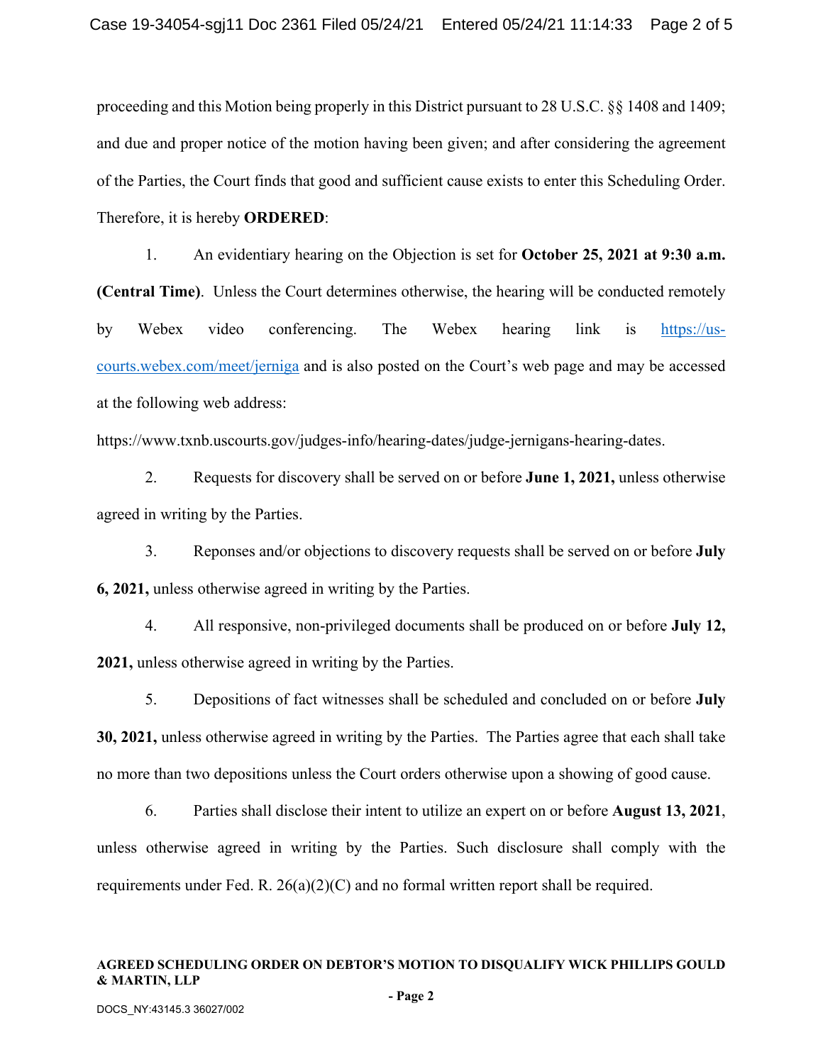proceeding and this Motion being properly in this District pursuant to 28 U.S.C. §§ 1408 and 1409; and due and proper notice of the motion having been given; and after considering the agreement of the Parties, the Court finds that good and sufficient cause exists to enter this Scheduling Order. Therefore, it is hereby **ORDERED**:

1. An evidentiary hearing on the Objection is set for **October 25, 2021 at 9:30 a.m. (Central Time)**. Unless the Court determines otherwise, the hearing will be conducted remotely by Webex video conferencing. The Webex hearing link is [https://us-courts.webex.com/meet/jerniga](https://us-courts.webex.com/meet/jerniga) and is also posted on the Court's web page and may be accessed at the following web address: https://www.txnb.uscourts.gov/judges-info/hearing-dates/judge-jernigans-hearing-dates.

2. Requests for discovery shall be served on or before **June 1, 2021,** unless otherwise agreed in writing by the Parties.

3. Reponses and/or objections to discovery requests shall be served on or before **July 6, 2021,** unless otherwise agreed in writing by the Parties.

4. All responsive, non-privileged documents shall be produced on or before **July 12, 2021,** unless otherwise agreed in writing by the Parties.

5. Depositions of fact witnesses shall be scheduled and concluded on or before **July 30, 2021,** unless otherwise agreed in writing by the Parties. The Parties agree that each shall take no more than two depositions unless the Court orders otherwise upon a showing of good cause.

6. Parties shall disclose their intent to utilize an expert on or before **August 13, 2021**, unless otherwise agreed in writing by the Parties. Such disclosure shall comply with the requirements under Fed. R. 26(a)(2)(C) and no formal written report shall be required.

**AGREED SCHEDULING ORDER ON DEBTOR'S MOTION TO DISQUALIFY WICK PHILLIPS GOULD & MARTIN, LLP**

DOCS_NY:43145.3 36027/002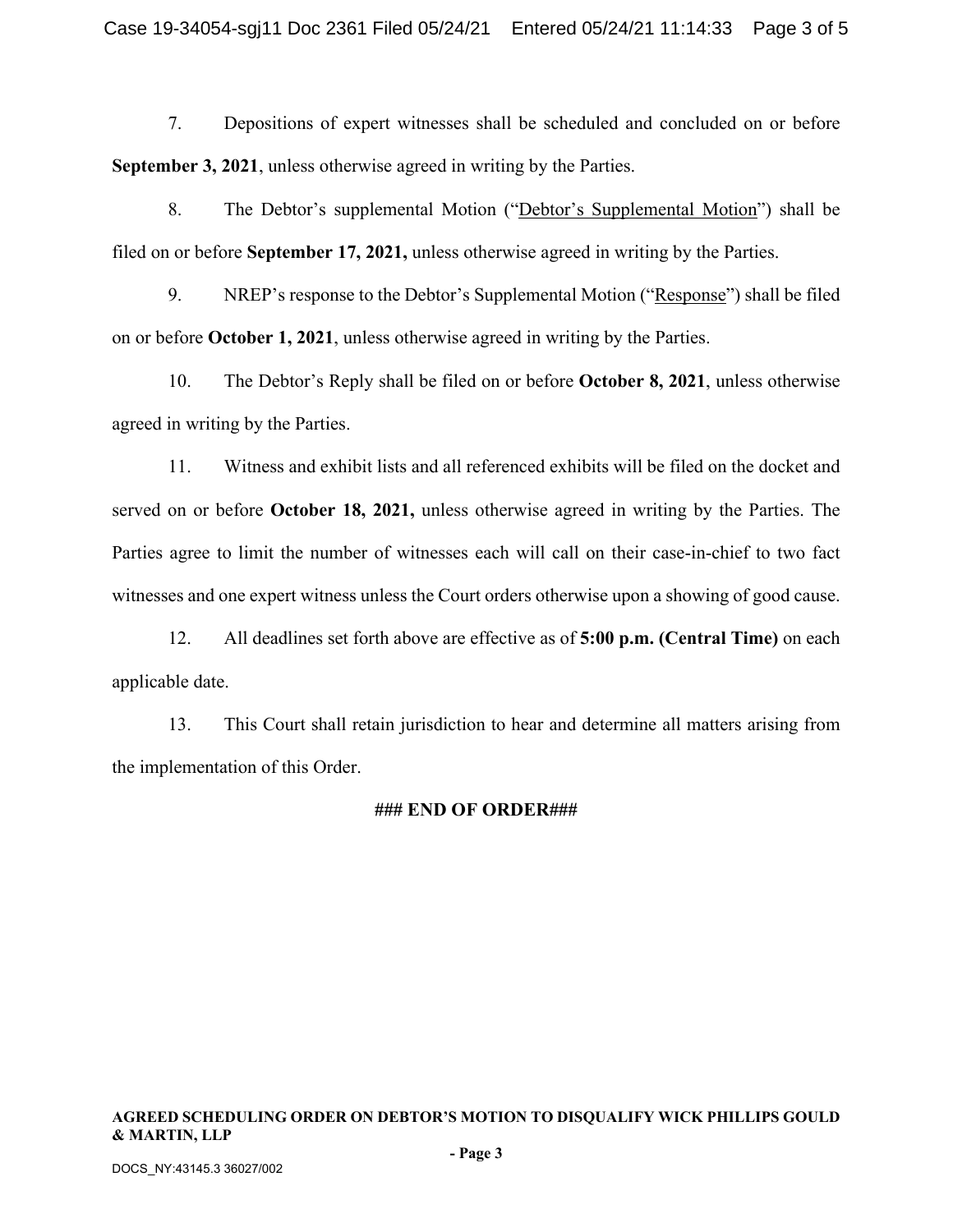7. Depositions of expert witnesses shall be scheduled and concluded on or before **September 3, 2021**, unless otherwise agreed in writing by the Parties.

8. The Debtor's supplemental Motion ("Debtor's Supplemental Motion") shall be filed on or before **September 17, 2021,** unless otherwise agreed in writing by the Parties.

9. NREP's response to the Debtor's Supplemental Motion ("Response") shall be filed on or before **October 1, 2021**, unless otherwise agreed in writing by the Parties.

10. The Debtor's Reply shall be filed on or before **October 8, 2021**, unless otherwise agreed in writing by the Parties.

11. Witness and exhibit lists and all referenced exhibits will be filed on the docket and served on or before **October 18, 2021,** unless otherwise agreed in writing by the Parties. The Parties agree to limit the number of witnesses each will call on their case-in-chief to two fact witnesses and one expert witness unless the Court orders otherwise upon a showing of good cause.

12. All deadlines set forth above are effective as of **5:00 p.m. (Central Time)** on each applicable date.

13. This Court shall retain jurisdiction to hear and determine all matters arising from the implementation of this Order.

**### END OF ORDER###**

**AGREED SCHEDULING ORDER ON DEBTOR'S MOTION TO DISQUALIFY WICK PHILLIPS GOULD & MARTIN, LLP**

DOCS_NY:43145.3 36027/002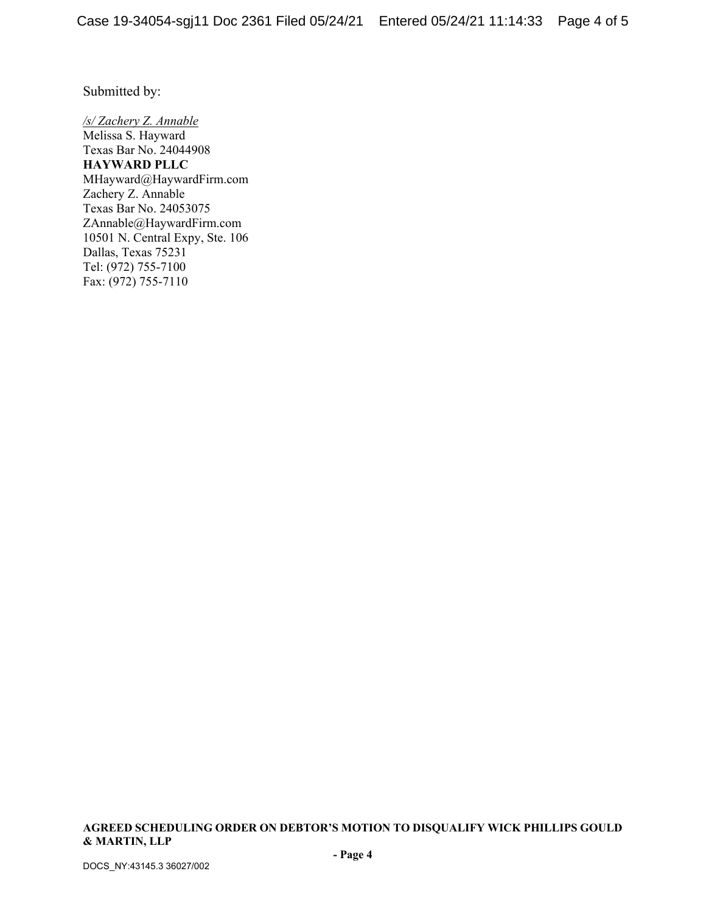Submitted by:

*/s/ Zachery Z. Annable*
Melissa S. Hayward
Texas Bar No. 24044908
**HAYWARD PLLC**
MHayward@HaywardFirm.com
Zachery Z. Annable
Texas Bar No. 24053075
ZAnnable@HaywardFirm.com
10501 N. Central Expy, Ste. 106
Dallas, Texas 75231
Tel: (972) 755-7100
Fax: (972) 755-7110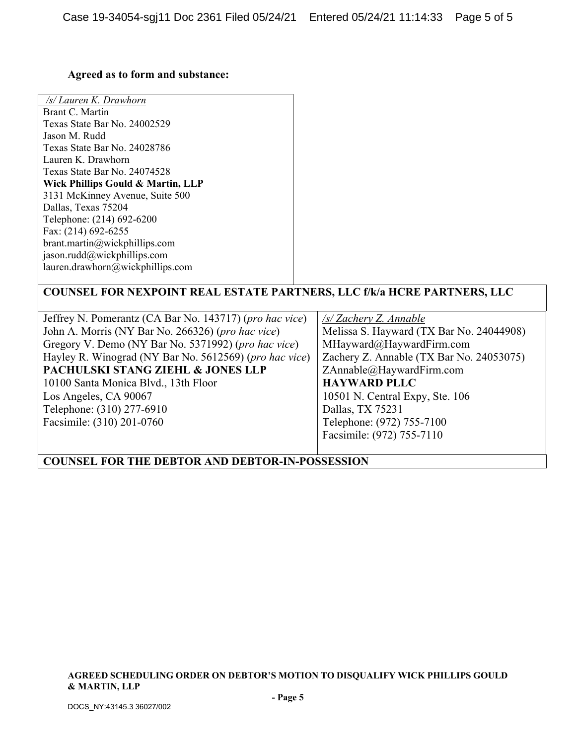**Agreed as to form and substance:**

*/s/ Lauren K. Drawhorn*
Brant C. Martin
Texas State Bar No. 24002529
Jason M. Rudd
Texas State Bar No. 24028786
Lauren K. Drawhorn
Texas State Bar No. 24074528
**Wick Phillips Gould & Martin, LLP**
3131 McKinney Avenue, Suite 500
Dallas, Texas 75204
Telephone: (214) 692-6200
Fax: (214) 692-6255
brant.martin@wickphillips.com
jason.rudd@wickphillips.com
lauren.drawhorn@wickphillips.com

**COUNSEL FOR NEXPOINT REAL ESTATE PARTNERS, LLC f/k/a HCRE PARTNERS, LLC**

Jeffrey N. Pomerantz (CA Bar No. 143717) (*pro hac vice*)
John A. Morris (NY Bar No. 266326) (*pro hac vice*)
Gregory V. Demo (NY Bar No. 5371992) (*pro hac vice*)
Hayley R. Winograd (NY Bar No. 5612569) (*pro hac vice*)
**PACHULSKI STANG ZIEHL & JONES LLP**
10100 Santa Monica Blvd., 13th Floor
Los Angeles, CA 90067
Telephone: (310) 277-6910
Facsimile: (310) 201-0760

*/s/ Zachery Z. Annable*
Melissa S. Hayward (TX Bar No. 24044908)
MHayward@HaywardFirm.com
Zachery Z. Annable (TX Bar No. 24053075)
ZAnnable@HaywardFirm.com
**HAYWARD PLLC**
10501 N. Central Expy, Ste. 106
Dallas, TX 75231
Telephone: (972) 755-7100
Facsimile: (972) 755-7110

**COUNSEL FOR THE DEBTOR AND DEBTOR-IN-POSSESSION**

**AGREED SCHEDULING ORDER ON DEBTOR'S MOTION TO DISQUALIFY WICK PHILLIPS GOULD & MARTIN, LLP**

DOCS_NY:43145.3 36027/002